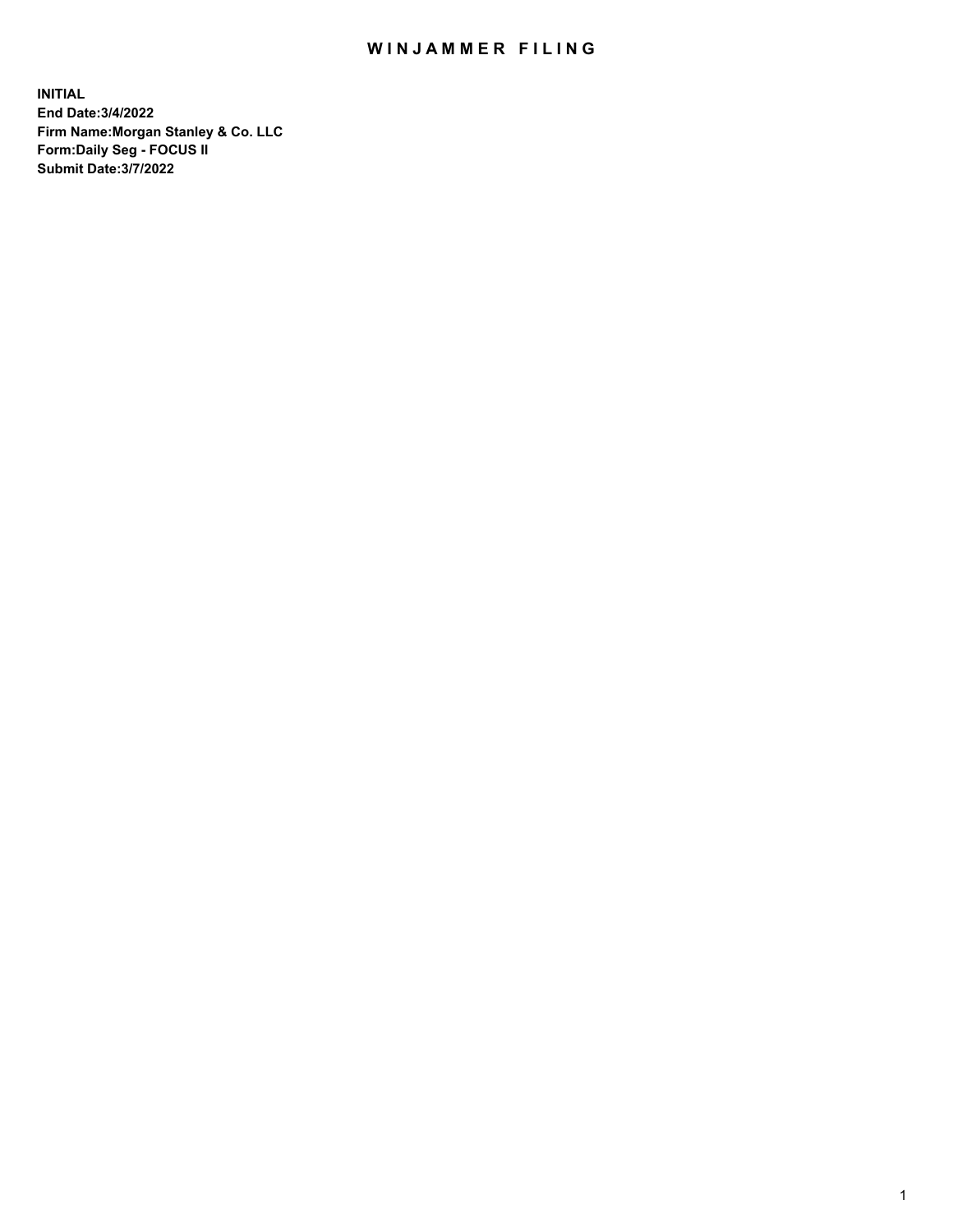# WINJAMMER FILING

**INITIAL**
**End Date:3/4/2022**
**Firm Name:Morgan Stanley & Co. LLC**
**Form:Daily Seg - FOCUS II**
**Submit Date:3/7/2022**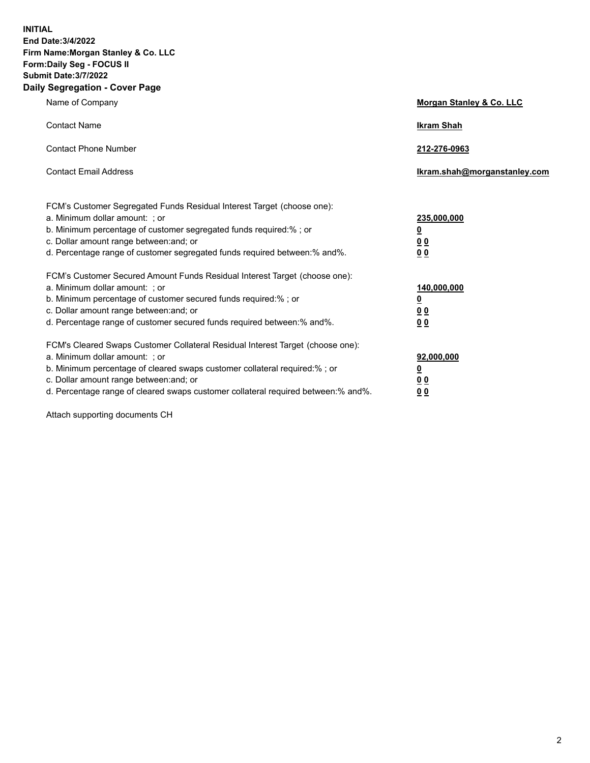**INITIAL**
**End Date:3/4/2022**
**Firm Name:Morgan Stanley & Co. LLC**
**Form:Daily Seg - FOCUS II**
**Submit Date:3/7/2022**

## Daily Segregation - Cover Page

| | |
|---|---|
| Name of Company | **Morgan Stanley & Co. LLC** |
| Contact Name | **Ikram Shah** |
| Contact Phone Number | **212-276-0963** |
| Contact Email Address | **Ikram.shah@morganstanley.com** |

FCM's Customer Segregated Funds Residual Interest Target (choose one):

| | |
|---|---|
| a. Minimum dollar amount: ; or | **235,000,000** |
| b. Minimum percentage of customer segregated funds required:% ; or | **0** |
| c. Dollar amount range between:and; or | **0 0** |
| d. Percentage range of customer segregated funds required between:% and%. | **0 0** |

FCM's Customer Secured Amount Funds Residual Interest Target (choose one):

| | |
|---|---|
| a. Minimum dollar amount: ; or | **140,000,000** |
| b. Minimum percentage of customer secured funds required:% ; or | **0** |
| c. Dollar amount range between:and; or | **0 0** |
| d. Percentage range of customer secured funds required between:% and%. | **0 0** |

FCM's Cleared Swaps Customer Collateral Residual Interest Target (choose one):

| | |
|---|---|
| a. Minimum dollar amount: ; or | **92,000,000** |
| b. Minimum percentage of cleared swaps customer collateral required:% ; or | **0** |
| c. Dollar amount range between:and; or | **0 0** |
| d. Percentage range of cleared swaps customer collateral required between:% and%. | **0 0** |

Attach supporting documents CH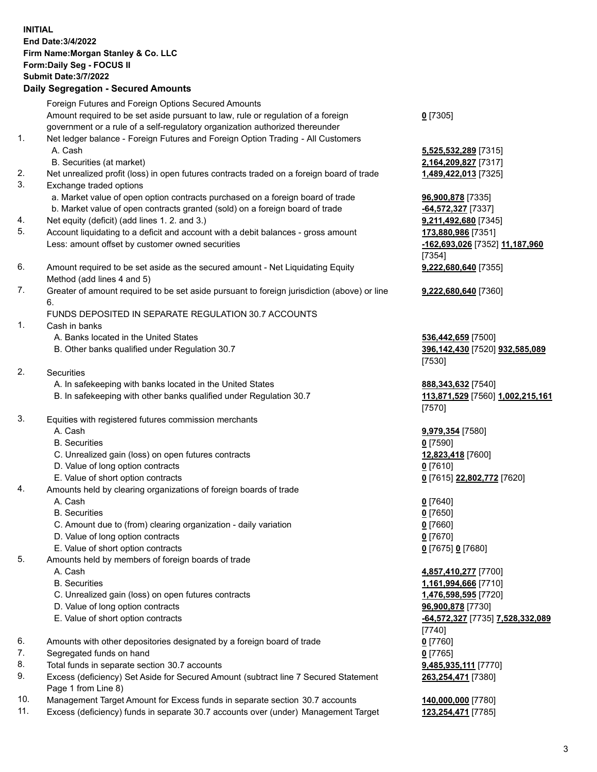**INITIAL**
**End Date:3/4/2022**
**Firm Name:Morgan Stanley & Co. LLC**
**Form:Daily Seg - FOCUS II**
**Submit Date:3/7/2022**

## Daily Segregation - Secured Amounts

| | | |
|---|---|---|
| | Foreign Futures and Foreign Options Secured Amounts | |
| | Amount required to be set aside pursuant to law, rule or regulation of a foreign government or a rule of a self-regulatory organization authorized thereunder | **0** [7305] |
| 1. | Net ledger balance - Foreign Futures and Foreign Option Trading - All Customers | |
| | A. Cash | **5,525,532,289** [7315] |
| | B. Securities (at market) | **2,164,209,827** [7317] |
| 2. | Net unrealized profit (loss) in open futures contracts traded on a foreign board of trade | **1,489,422,013** [7325] |
| 3. | Exchange traded options | |
| | a. Market value of open option contracts purchased on a foreign board of trade | **96,900,878** [7335] |
| | b. Market value of open contracts granted (sold) on a foreign board of trade | **-64,572,327** [7337] |
| 4. | Net equity (deficit) (add lines 1. 2. and 3.) | **9,211,492,680** [7345] |
| 5. | Account liquidating to a deficit and account with a debit balances - gross amount | **173,880,986** [7351] |
| | Less: amount offset by customer owned securities | **-162,693,026** [7352] **11,187,960** [7354] |
| 6. | Amount required to be set aside as the secured amount - Net Liquidating Equity Method (add lines 4 and 5) | **9,222,680,640** [7355] |
| 7. | Greater of amount required to be set aside pursuant to foreign jurisdiction (above) or line 6. | **9,222,680,640** [7360] |
| | FUNDS DEPOSITED IN SEPARATE REGULATION 30.7 ACCOUNTS | |
| 1. | Cash in banks | |
| | A. Banks located in the United States | **536,442,659** [7500] |
| | B. Other banks qualified under Regulation 30.7 | **396,142,430** [7520] **932,585,089** [7530] |
| 2. | Securities | |
| | A. In safekeeping with banks located in the United States | **888,343,632** [7540] |
| | B. In safekeeping with other banks qualified under Regulation 30.7 | **113,871,529** [7560] **1,002,215,161** [7570] |
| 3. | Equities with registered futures commission merchants | |
| | A. Cash | **9,979,354** [7580] |
| | B. Securities | **0** [7590] |
| | C. Unrealized gain (loss) on open futures contracts | **12,823,418** [7600] |
| | D. Value of long option contracts | **0** [7610] |
| | E. Value of short option contracts | **0** [7615] **22,802,772** [7620] |
| 4. | Amounts held by clearing organizations of foreign boards of trade | |
| | A. Cash | **0** [7640] |
| | B. Securities | **0** [7650] |
| | C. Amount due to (from) clearing organization - daily variation | **0** [7660] |
| | D. Value of long option contracts | **0** [7670] |
| | E. Value of short option contracts | **0** [7675] **0** [7680] |
| 5. | Amounts held by members of foreign boards of trade | |
| | A. Cash | **4,857,410,277** [7700] |
| | B. Securities | **1,161,994,666** [7710] |
| | C. Unrealized gain (loss) on open futures contracts | **1,476,598,595** [7720] |
| | D. Value of long option contracts | **96,900,878** [7730] |
| | E. Value of short option contracts | **-64,572,327** [7735] **7,528,332,089** [7740] |
| 6. | Amounts with other depositories designated by a foreign board of trade | **0** [7760] |
| 7. | Segregated funds on hand | **0** [7765] |
| 8. | Total funds in separate section 30.7 accounts | **9,485,935,111** [7770] |
| 9. | Excess (deficiency) Set Aside for Secured Amount (subtract line 7 Secured Statement Page 1 from Line 8) | **263,254,471** [7380] |
| 10. | Management Target Amount for Excess funds in separate section 30.7 accounts | **140,000,000** [7780] |
| 11. | Excess (deficiency) funds in separate 30.7 accounts over (under) Management Target | **123,254,471** [7785] |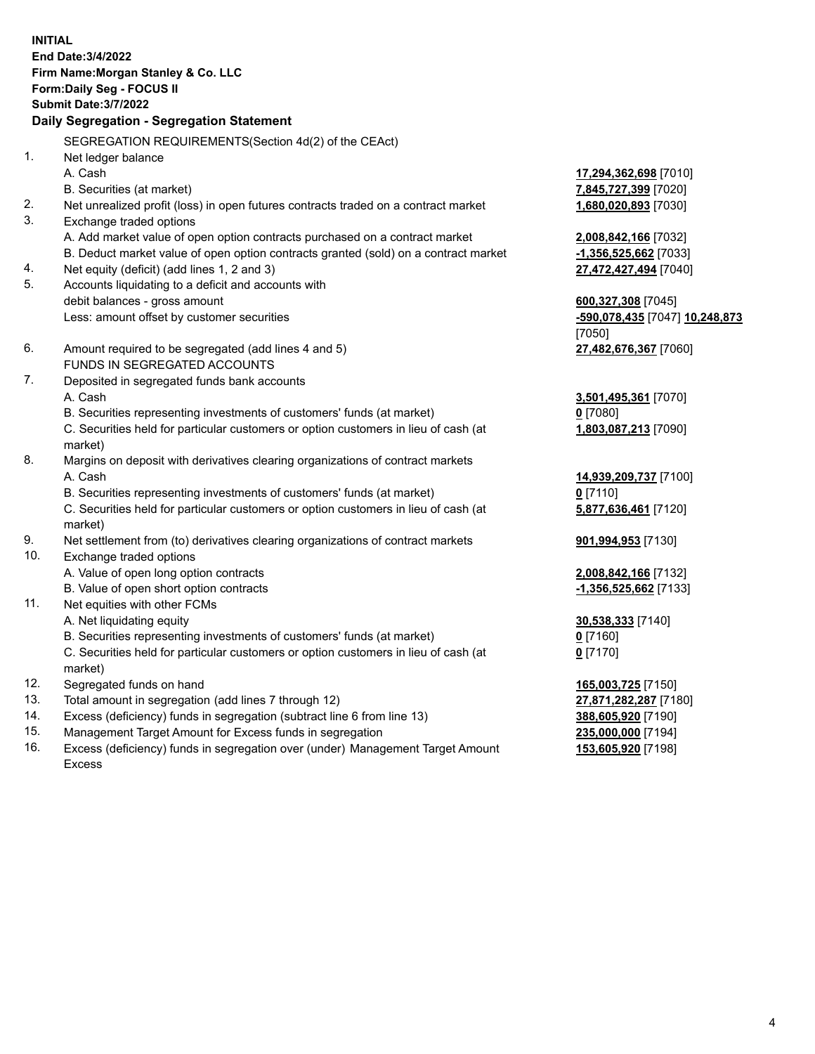**INITIAL**
**End Date:3/4/2022**
**Firm Name:Morgan Stanley & Co. LLC**
**Form:Daily Seg - FOCUS II**
**Submit Date:3/7/2022**

## Daily Segregation - Segregation Statement

SEGREGATION REQUIREMENTS(Section 4d(2) of the CEAct)

| | | |
|---|---|---|
| 1. | Net ledger balance | |
| | A. Cash | **17,294,362,698** [7010] |
| | B. Securities (at market) | **7,845,727,399** [7020] |
| 2. | Net unrealized profit (loss) in open futures contracts traded on a contract market | **1,680,020,893** [7030] |
| 3. | Exchange traded options | |
| | A. Add market value of open option contracts purchased on a contract market | **2,008,842,166** [7032] |
| | B. Deduct market value of open option contracts granted (sold) on a contract market | **-1,356,525,662** [7033] |
| 4. | Net equity (deficit) (add lines 1, 2 and 3) | **27,472,427,494** [7040] |
| 5. | Accounts liquidating to a deficit and accounts with debit balances - gross amount | **600,327,308** [7045] |
| | Less: amount offset by customer securities | **-590,078,435** [7047] **10,248,873** [7050] |
| 6. | Amount required to be segregated (add lines 4 and 5) | **27,482,676,367** [7060] |
| | FUNDS IN SEGREGATED ACCOUNTS | |
| 7. | Deposited in segregated funds bank accounts | |
| | A. Cash | **3,501,495,361** [7070] |
| | B. Securities representing investments of customers' funds (at market) | **0** [7080] |
| | C. Securities held for particular customers or option customers in lieu of cash (at market) | **1,803,087,213** [7090] |
| 8. | Margins on deposit with derivatives clearing organizations of contract markets | |
| | A. Cash | **14,939,209,737** [7100] |
| | B. Securities representing investments of customers' funds (at market) | **0** [7110] |
| | C. Securities held for particular customers or option customers in lieu of cash (at market) | **5,877,636,461** [7120] |
| 9. | Net settlement from (to) derivatives clearing organizations of contract markets | **901,994,953** [7130] |
| 10. | Exchange traded options | |
| | A. Value of open long option contracts | **2,008,842,166** [7132] |
| | B. Value of open short option contracts | **-1,356,525,662** [7133] |
| 11. | Net equities with other FCMs | |
| | A. Net liquidating equity | **30,538,333** [7140] |
| | B. Securities representing investments of customers' funds (at market) | **0** [7160] |
| | C. Securities held for particular customers or option customers in lieu of cash (at market) | **0** [7170] |
| 12. | Segregated funds on hand | **165,003,725** [7150] |
| 13. | Total amount in segregation (add lines 7 through 12) | **27,871,282,287** [7180] |
| 14. | Excess (deficiency) funds in segregation (subtract line 6 from line 13) | **388,605,920** [7190] |
| 15. | Management Target Amount for Excess funds in segregation | **235,000,000** [7194] |
| 16. | Excess (deficiency) funds in segregation over (under) Management Target Amount Excess | **153,605,920** [7198] |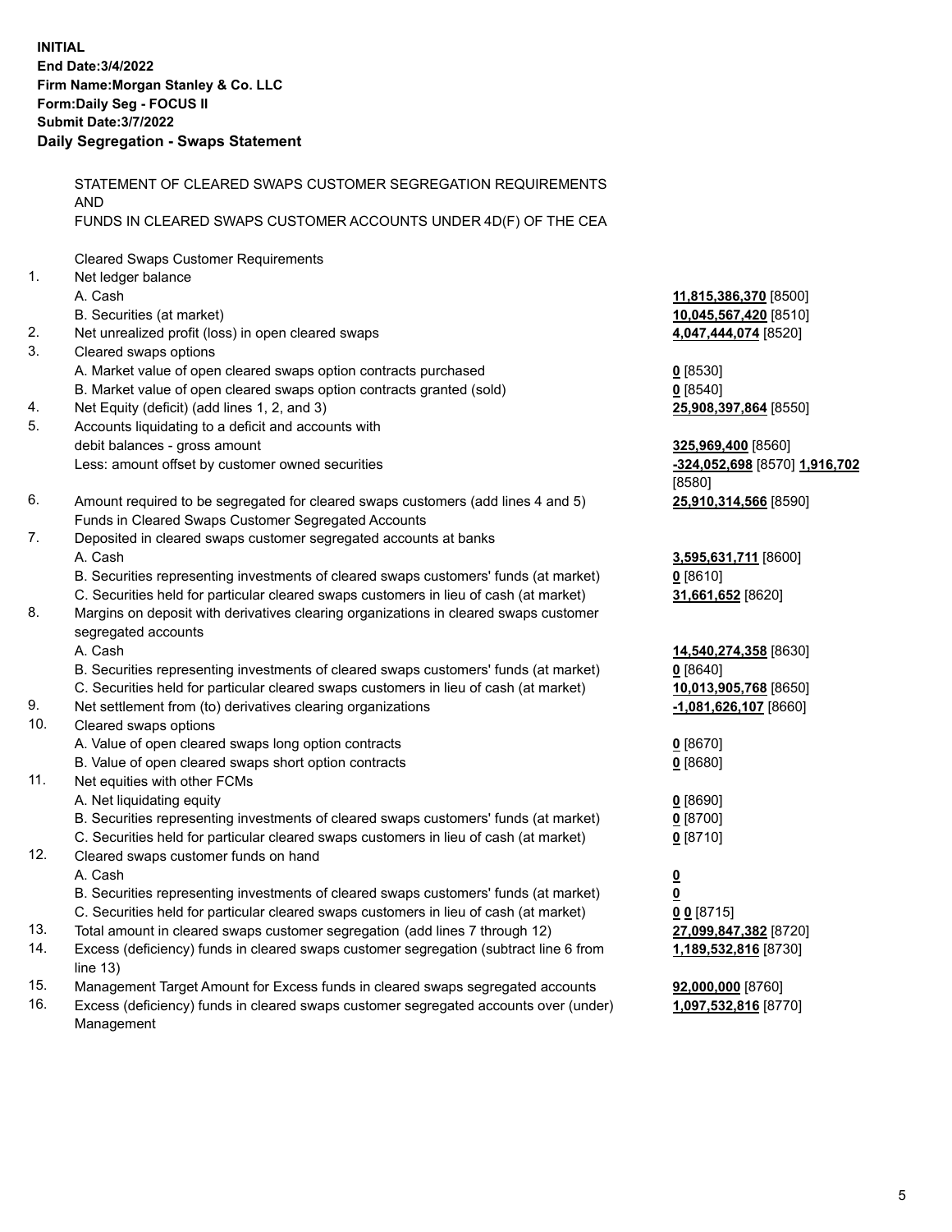**INITIAL**
**End Date:3/4/2022**
**Firm Name:Morgan Stanley & Co. LLC**
**Form:Daily Seg - FOCUS II**
**Submit Date:3/7/2022**
**Daily Segregation - Swaps Statement**

STATEMENT OF CLEARED SWAPS CUSTOMER SEGREGATION REQUIREMENTS AND
FUNDS IN CLEARED SWAPS CUSTOMER ACCOUNTS UNDER 4D(F) OF THE CEA

| | | |
|---|---|---|
| | Cleared Swaps Customer Requirements | |
| 1. | Net ledger balance | |
| | A. Cash | **11,815,386,370** [8500] |
| | B. Securities (at market) | **10,045,567,420** [8510] |
| 2. | Net unrealized profit (loss) in open cleared swaps | **4,047,444,074** [8520] |
| 3. | Cleared swaps options | |
| | A. Market value of open cleared swaps option contracts purchased | **0** [8530] |
| | B. Market value of open cleared swaps option contracts granted (sold) | **0** [8540] |
| 4. | Net Equity (deficit) (add lines 1, 2, and 3) | **25,908,397,864** [8550] |
| 5. | Accounts liquidating to a deficit and accounts with debit balances - gross amount | **325,969,400** [8560] |
| | Less: amount offset by customer owned securities | **-324,052,698** [8570] **1,916,702** [8580] |
| 6. | Amount required to be segregated for cleared swaps customers (add lines 4 and 5) | **25,910,314,566** [8590] |
| | Funds in Cleared Swaps Customer Segregated Accounts | |
| 7. | Deposited in cleared swaps customer segregated accounts at banks | |
| | A. Cash | **3,595,631,711** [8600] |
| | B. Securities representing investments of cleared swaps customers' funds (at market) | **0** [8610] |
| | C. Securities held for particular cleared swaps customers in lieu of cash (at market) | **31,661,652** [8620] |
| 8. | Margins on deposit with derivatives clearing organizations in cleared swaps customer segregated accounts | |
| | A. Cash | **14,540,274,358** [8630] |
| | B. Securities representing investments of cleared swaps customers' funds (at market) | **0** [8640] |
| | C. Securities held for particular cleared swaps customers in lieu of cash (at market) | **10,013,905,768** [8650] |
| 9. | Net settlement from (to) derivatives clearing organizations | **-1,081,626,107** [8660] |
| 10. | Cleared swaps options | |
| | A. Value of open cleared swaps long option contracts | **0** [8670] |
| | B. Value of open cleared swaps short option contracts | **0** [8680] |
| 11. | Net equities with other FCMs | |
| | A. Net liquidating equity | **0** [8690] |
| | B. Securities representing investments of cleared swaps customers' funds (at market) | **0** [8700] |
| | C. Securities held for particular cleared swaps customers in lieu of cash (at market) | **0** [8710] |
| 12. | Cleared swaps customer funds on hand | |
| | A. Cash | **0** |
| | B. Securities representing investments of cleared swaps customers' funds (at market) | **0** |
| | C. Securities held for particular cleared swaps customers in lieu of cash (at market) | **0** **0** [8715] |
| 13. | Total amount in cleared swaps customer segregation (add lines 7 through 12) | **27,099,847,382** [8720] |
| 14. | Excess (deficiency) funds in cleared swaps customer segregation (subtract line 6 from line 13) | **1,189,532,816** [8730] |
| 15. | Management Target Amount for Excess funds in cleared swaps segregated accounts | **92,000,000** [8760] |
| 16. | Excess (deficiency) funds in cleared swaps customer segregated accounts over (under) Management | **1,097,532,816** [8770] |